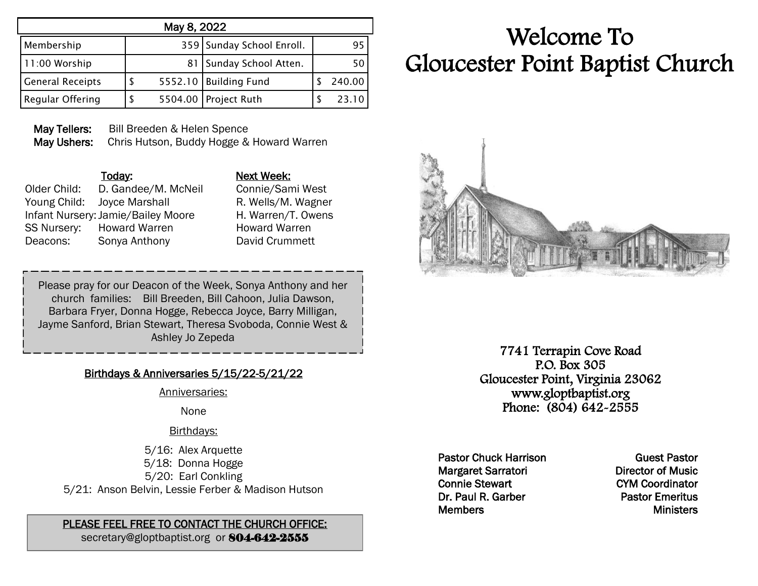| May 8, 2022 | | | |
|---|---|---|---|
| Membership | 359 | Sunday School Enroll. | 95 |
| 11:00 Worship | 81 | Sunday School Atten. | 50 |
| General Receipts | $ 5552.10 | Building Fund | $ 240.00 |
| Regular Offering | $ 5504.00 | Project Ruth | $ 23.10 |

**May Tellers:** Bill Breeden & Helen Spence
**May Ushers:** Chris Hutson, Buddy Hogge & Howard Warren

| | Today: | Next Week: |
|---|---|---|
| Older Child: | D. Gandee/M. McNeil | Connie/Sami West |
| Young Child: | Joyce Marshall | R. Wells/M. Wagner |
| Infant Nursery: | Jamie/Bailey Moore | H. Warren/T. Owens |
| SS Nursery: | Howard Warren | Howard Warren |
| Deacons: | Sonya Anthony | David Crummett |

Please pray for our Deacon of the Week, Sonya Anthony and her church families: Bill Breeden, Bill Cahoon, Julia Dawson, Barbara Fryer, Donna Hogge, Rebecca Joyce, Barry Milligan, Jayme Sanford, Brian Stewart, Theresa Svoboda, Connie West & Ashley Jo Zepeda

## Birthdays & Anniversaries 5/15/22-5/21/22

Anniversaries:

None

Birthdays:

5/16: Alex Arquette
5/18: Donna Hogge
5/20: Earl Conkling
5/21: Anson Belvin, Lessie Ferber & Madison Hutson

**PLEASE FEEL FREE TO CONTACT THE CHURCH OFFICE:**
secretary@gloptbaptist.org or **804-642-2555**

# Welcome To Gloucester Point Baptist Church

7741 Terrapin Cove Road
P.O. Box 305
Gloucester Point, Virginia 23062
www.gloptbaptist.org
Phone: (804) 642-2555

| | |
|---|---|
| Pastor Chuck Harrison | Guest Pastor |
| Margaret Sarratori | Director of Music |
| Connie Stewart | CYM Coordinator |
| Dr. Paul R. Garber | Pastor Emeritus |
| Members | Ministers |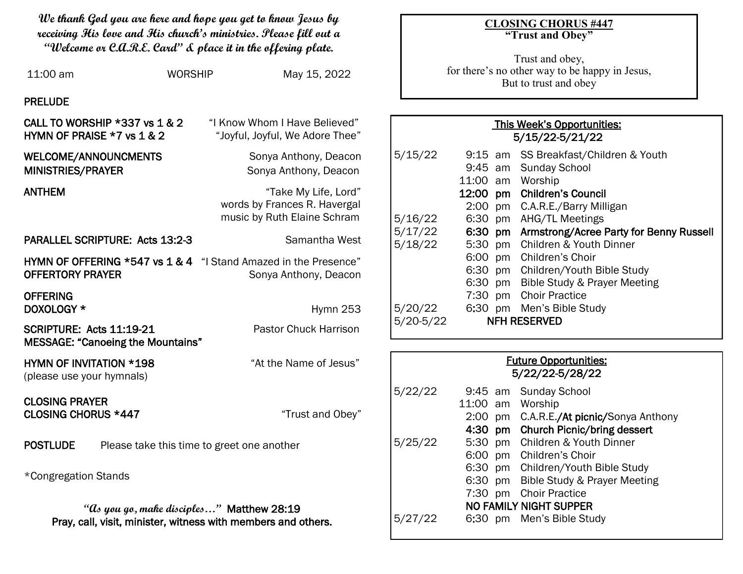***We thank God you are here and hope you get to know Jesus by receiving His love and His church's ministries. Please fill out a "Welcome or C.A.R.E. Card" & place it in the offering plate.***

11:00 am WORSHIP May 15, 2022

**PRELUDE**

**CALL TO WORSHIP *337 vs 1 & 2** "I Know Whom I Have Believed"
**HYMN OF PRAISE *7 vs 1 & 2** "Joyful, Joyful, We Adore Thee"

**WELCOME/ANNOUNCMENTS** Sonya Anthony, Deacon
**MINISTRIES/PRAYER** Sonya Anthony, Deacon

**ANTHEM** "Take My Life, Lord"
words by Frances R. Havergal
music by Ruth Elaine Schram

**PARALLEL SCRIPTURE: Acts 13:2-3** Samantha West

**HYMN OF OFFERING *547 vs 1 & 4** "I Stand Amazed in the Presence"
**OFFERTORY PRAYER** Sonya Anthony, Deacon

**OFFERING**
**DOXOLOGY *** Hymn 253

**SCRIPTURE: Acts 11:19-21** Pastor Chuck Harrison
**MESSAGE: "Canoeing the Mountains"**

**HYMN OF INVITATION *198** "At the Name of Jesus"
(please use your hymnals)

**CLOSING PRAYER**
**CLOSING CHORUS *447** "Trust and Obey"

**POSTLUDE** Please take this time to greet one another

*Congregation Stands

***"As you go, make disciples…"*** **Matthew 28:19**
**Pray, call, visit, minister, witness with members and others.**

**CLOSING CHORUS #447**
**"Trust and Obey"**

Trust and obey,
for there's no other way to be happy in Jesus,
But to trust and obey

**This Week's Opportunities:**
**5/15/22-5/21/22**

| | | |
|---|---|---|
| 5/15/22 | 9:15 am | SS Breakfast/Children & Youth |
| | 9:45 am | Sunday School |
| | 11:00 am | Worship |
| | **12:00 pm** | **Children's Council** |
| | 2:00 pm | C.A.R.E./Barry Milligan |
| 5/16/22 | 6:30 pm | AHG/TL Meetings |
| 5/17/22 | **6:30 pm** | **Armstrong/Acree Party for Benny Russell** |
| 5/18/22 | 5:30 pm | Children & Youth Dinner |
| | 6:00 pm | Children's Choir |
| | 6:30 pm | Children/Youth Bible Study |
| | 6:30 pm | Bible Study & Prayer Meeting |
| | 7:30 pm | Choir Practice |
| 5/20/22 | 6:30 pm | Men's Bible Study |
| 5/20-5/22 | **NFH RESERVED** | |

**Future Opportunities:**
**5/22/22-5/28/22**

| | | |
|---|---|---|
| 5/22/22 | 9:45 am | Sunday School |
| | 11:00 am | Worship |
| | 2:00 pm | C.A.R.E.**/At picnic/**Sonya Anthony |
| | **4:30 pm** | **Church Picnic/bring dessert** |
| 5/25/22 | 5:30 pm | Children & Youth Dinner |
| | 6:00 pm | Children's Choir |
| | 6:30 pm | Children/Youth Bible Study |
| | 6:30 pm | Bible Study & Prayer Meeting |
| | 7:30 pm | Choir Practice |
| | **NO FAMILY NIGHT SUPPER** | |
| 5/27/22 | 6:30 pm | Men's Bible Study |